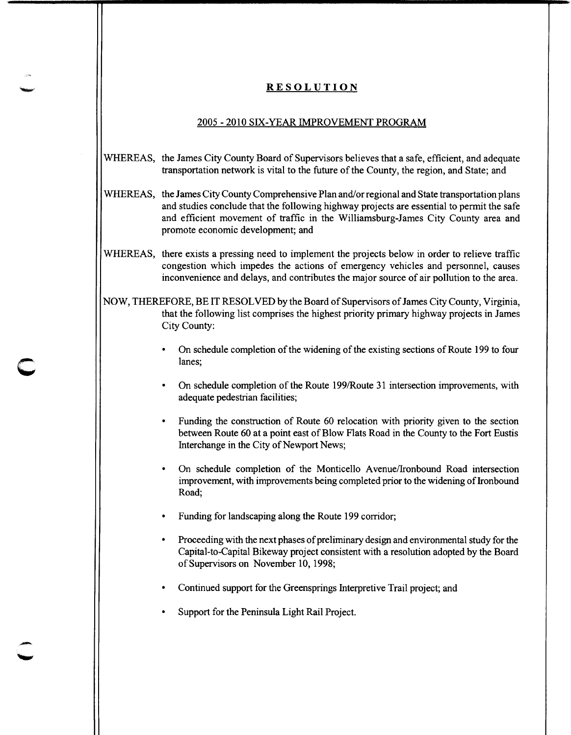**RESOLUTION**

2005 - 2010 SIX-YEAR IMPROVEMENT PROGRAM

WHEREAS, the James City County Board of Supervisors believes that a safe, efficient, and adequate transportation network is vital to the future of the County, the region, and State; and

WHEREAS, the James City County Comprehensive Plan and/or regional and State transportation plans and studies conclude that the following highway projects are essential to permit the safe and efficient movement of traffic in the Williamsburg-James City County area and promote economic development; and

WHEREAS, there exists a pressing need to implement the projects below in order to relieve traffic congestion which impedes the actions of emergency vehicles and personnel, causes inconvenience and delays, and contributes the major source of air pollution to the area.

NOW, THEREFORE, BE IT RESOLVED by the Board of Supervisors of James City County, Virginia, that the following list comprises the highest priority primary highway projects in James City County:

- On schedule completion of the widening of the existing sections of Route 199 to four lanes;
- On schedule completion of the Route 199/Route 31 intersection improvements, with adequate pedestrian facilities;
- Funding the construction of Route 60 relocation with priority given to the section between Route 60 at a point east of Blow Flats Road in the County to the Fort Eustis Interchange in the City of Newport News;
- On schedule completion of the Monticello Avenue/Ironbound Road intersection improvement, with improvements being completed prior to the widening of Ironbound Road;
- Funding for landscaping along the Route 199 corridor;
- Proceeding with the next phases of preliminary design and environmental study for the Capital-to-Capital Bikeway project consistent with a resolution adopted by the Board of Supervisors on November 10, 1998;
- Continued support for the Greensprings Interpretive Trail project; and
- Support for the Peninsula Light Rail Project.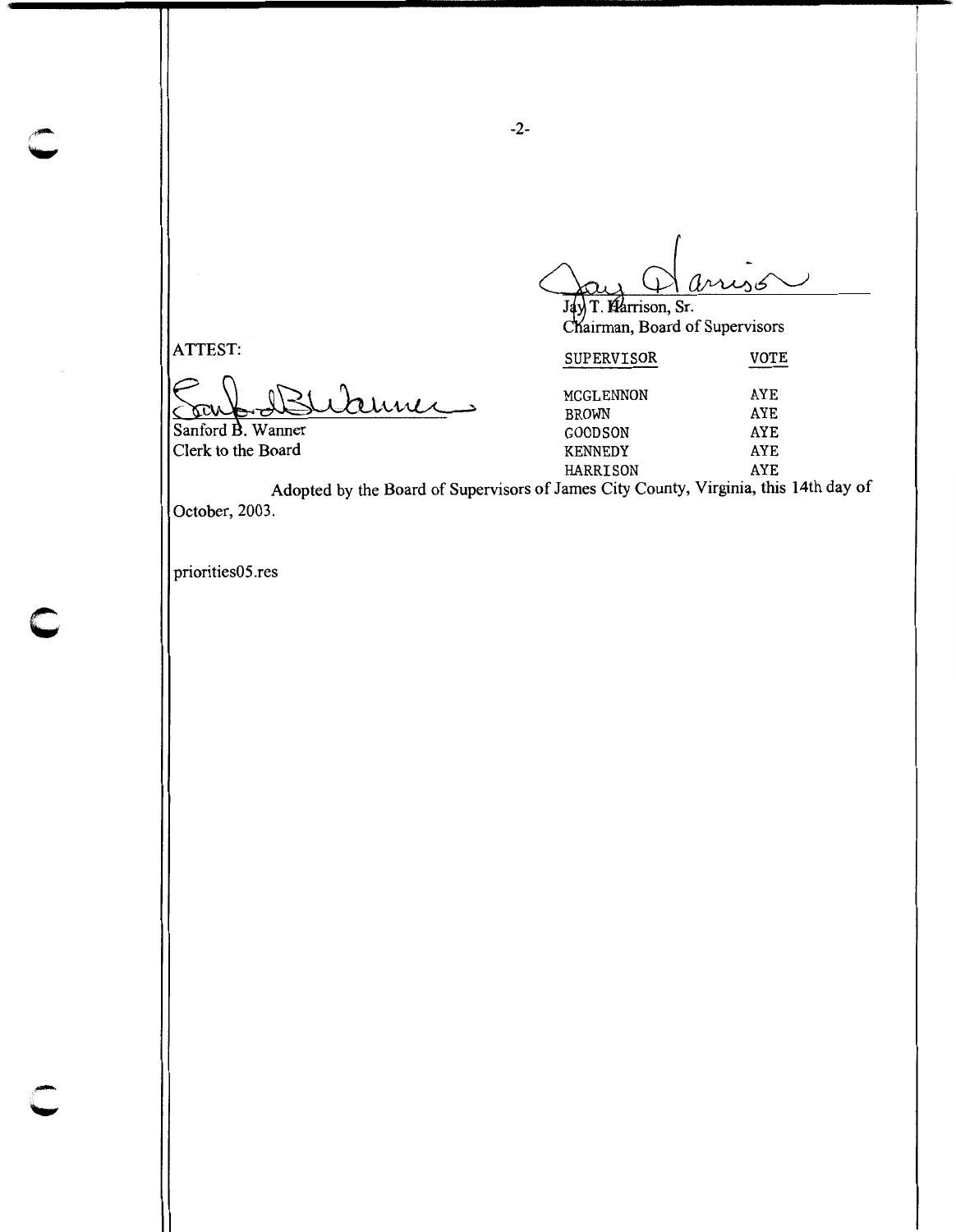Jay T. Harrison, Sr.
Chairman, Board of Supervisors

ATTEST:

Sanford B. Wanner
Clerk to the Board

| SUPERVISOR | VOTE |
|---|---|
| MCGLENNON | AYE |
| BROWN | AYE |
| GOODSON | AYE |
| KENNEDY | AYE |
| HARRISON | AYE |

Adopted by the Board of Supervisors of James City County, Virginia, this 14th day of October, 2003.

priorities05.res